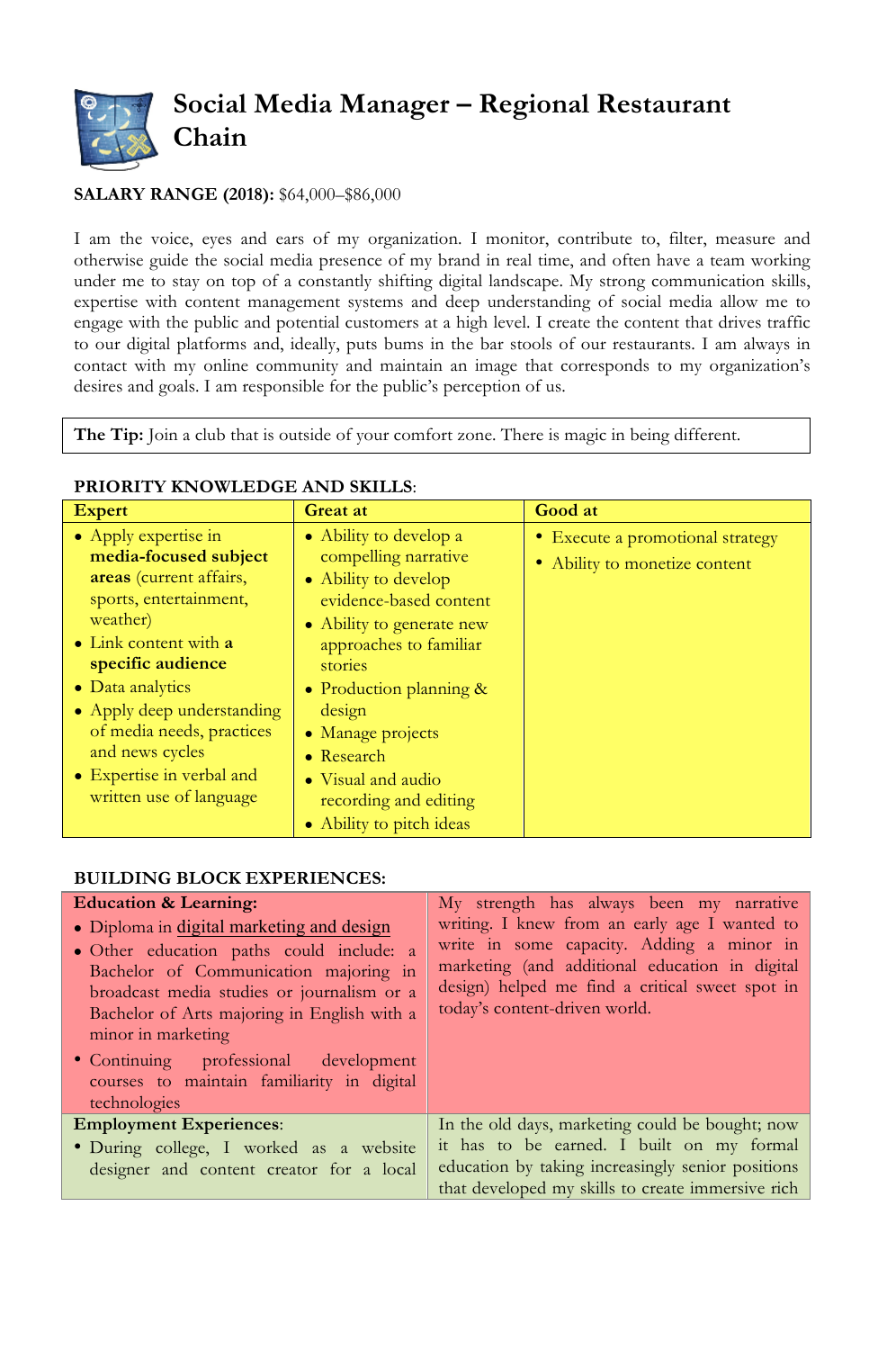# Social Media Manager – Regional Restaurant Chain

**SALARY RANGE (2018):** $64,000–$86,000

I am the voice, eyes and ears of my organization. I monitor, contribute to, filter, measure and otherwise guide the social media presence of my brand in real time, and often have a team working under me to stay on top of a constantly shifting digital landscape. My strong communication skills, expertise with content management systems and deep understanding of social media allow me to engage with the public and potential customers at a high level. I create the content that drives traffic to our digital platforms and, ideally, puts bums in the bar stools of our restaurants. I am always in contact with my online community and maintain an image that corresponds to my organization's desires and goals. I am responsible for the public's perception of us.

**The Tip:** Join a club that is outside of your comfort zone. There is magic in being different.

**PRIORITY KNOWLEDGE AND SKILLS**:

| Expert | Great at | Good at |
|---|---|---|
| • Apply expertise in **media-focused subject areas** (current affairs, sports, entertainment, weather)<br>• Link content with **a specific audience**<br>• Data analytics<br>• Apply deep understanding of media needs, practices and news cycles<br>• Expertise in verbal and written use of language | • Ability to develop a compelling narrative<br>• Ability to develop evidence-based content<br>• Ability to generate new approaches to familiar stories<br>• Production planning & design<br>• Manage projects<br>• Research<br>• Visual and audio recording and editing<br>• Ability to pitch ideas | • Execute a promotional strategy<br>• Ability to monetize content |

**BUILDING BLOCK EXPERIENCES:**

| | |
|---|---|
| **Education & Learning:**<br>• Diploma in digital marketing and design<br>• Other education paths could include: a Bachelor of Communication majoring in broadcast media studies or journalism or a Bachelor of Arts majoring in English with a minor in marketing<br>• Continuing professional development courses to maintain familiarity in digital technologies | My strength has always been my narrative writing. I knew from an early age I wanted to write in some capacity. Adding a minor in marketing (and additional education in digital design) helped me find a critical sweet spot in today's content-driven world. |
| **Employment Experiences**:<br>• During college, I worked as a website designer and content creator for a local | In the old days, marketing could be bought; now it has to be earned. I built on my formal education by taking increasingly senior positions that developed my skills to create immersive rich |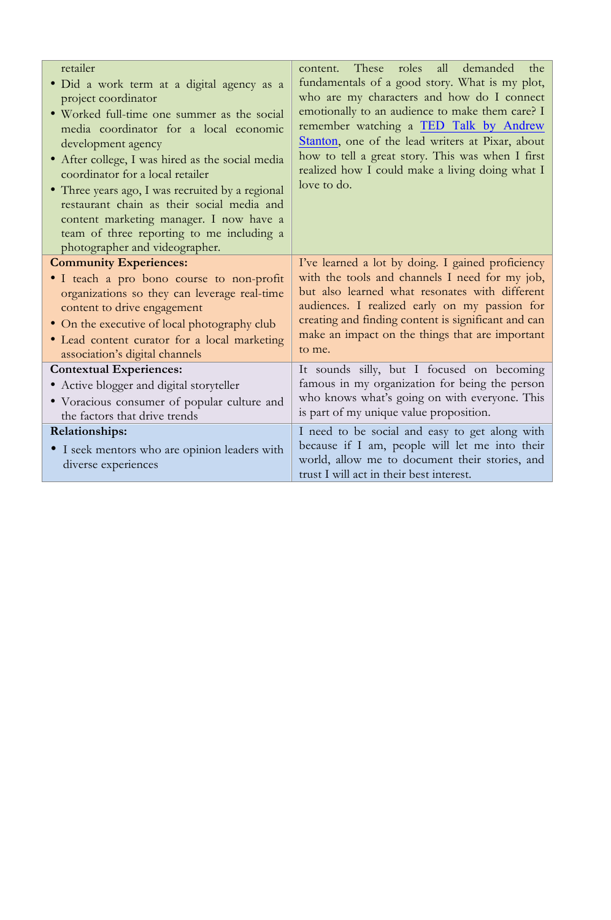| | |
|---|---|
| retailer<br>• Did a work term at a digital agency as a project coordinator<br>• Worked full-time one summer as the social media coordinator for a local economic development agency<br>• After college, I was hired as the social media coordinator for a local retailer<br>• Three years ago, I was recruited by a regional restaurant chain as their social media and content marketing manager. I now have a team of three reporting to me including a photographer and videographer. | content. These roles all demanded the fundamentals of a good story. What is my plot, who are my characters and how do I connect emotionally to an audience to make them care? I remember watching a [TED Talk by Andrew Stanton](), one of the lead writers at Pixar, about how to tell a great story. This was when I first realized how I could make a living doing what I love to do. |
| **Community Experiences:**<br>• I teach a pro bono course to non-profit organizations so they can leverage real-time content to drive engagement<br>• On the executive of local photography club<br>• Lead content curator for a local marketing association's digital channels | I've learned a lot by doing. I gained proficiency with the tools and channels I need for my job, but also learned what resonates with different audiences. I realized early on my passion for creating and finding content is significant and can make an impact on the things that are important to me. |
| **Contextual Experiences:**<br>• Active blogger and digital storyteller<br>• Voracious consumer of popular culture and the factors that drive trends | It sounds silly, but I focused on becoming famous in my organization for being the person who knows what's going on with everyone. This is part of my unique value proposition. |
| **Relationships:**<br>• I seek mentors who are opinion leaders with diverse experiences | I need to be social and easy to get along with because if I am, people will let me into their world, allow me to document their stories, and trust I will act in their best interest. |